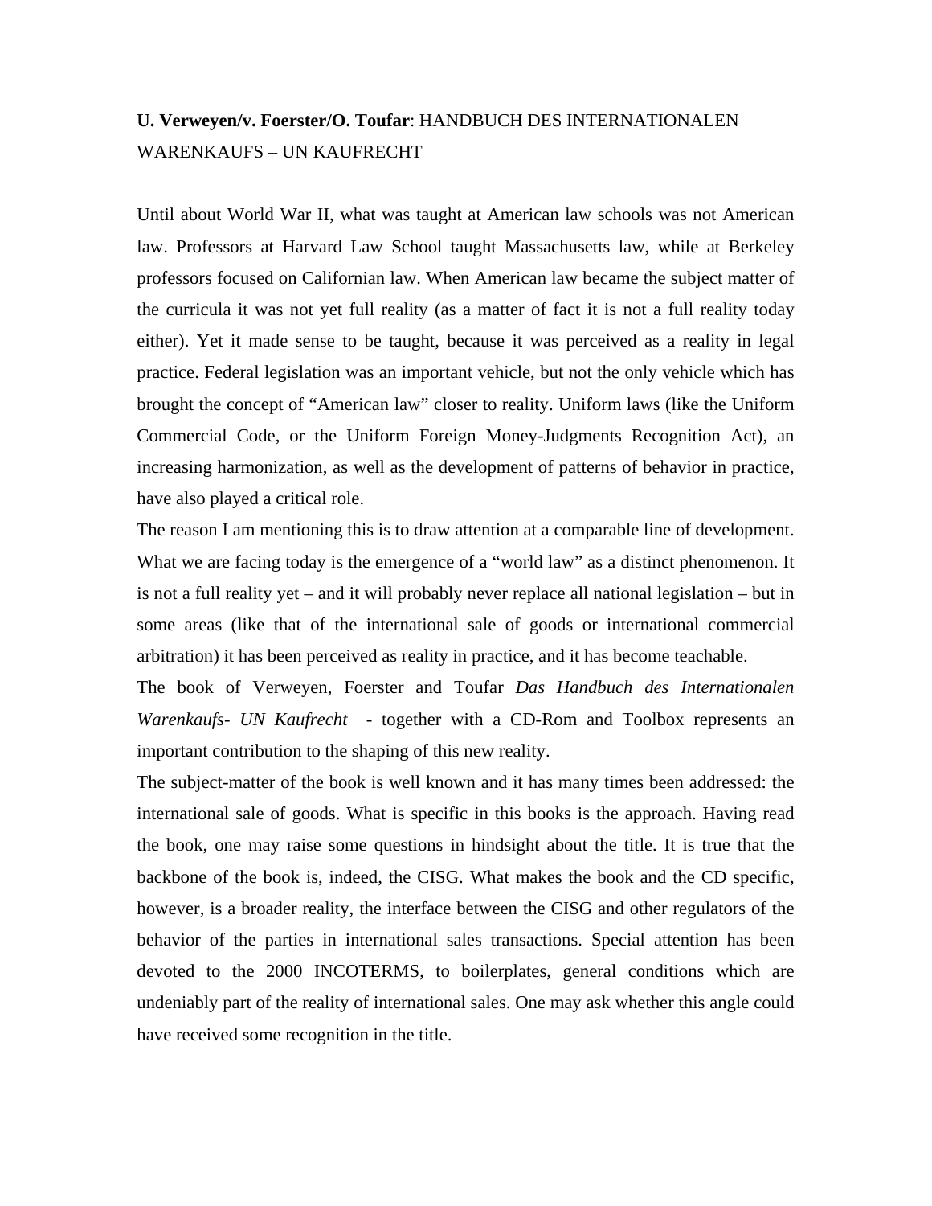**U. Verweyen/v. Foerster/O. Toufar**: HANDBUCH DES INTERNATIONALEN WARENKAUFS – UN KAUFRECHT

Until about World War II, what was taught at American law schools was not American law. Professors at Harvard Law School taught Massachusetts law, while at Berkeley professors focused on Californian law. When American law became the subject matter of the curricula it was not yet full reality (as a matter of fact it is not a full reality today either). Yet it made sense to be taught, because it was perceived as a reality in legal practice. Federal legislation was an important vehicle, but not the only vehicle which has brought the concept of "American law" closer to reality. Uniform laws (like the Uniform Commercial Code, or the Uniform Foreign Money-Judgments Recognition Act), an increasing harmonization, as well as the development of patterns of behavior in practice, have also played a critical role.

The reason I am mentioning this is to draw attention at a comparable line of development. What we are facing today is the emergence of a "world law" as a distinct phenomenon. It is not a full reality yet – and it will probably never replace all national legislation – but in some areas (like that of the international sale of goods or international commercial arbitration) it has been perceived as reality in practice, and it has become teachable.

The book of Verweyen, Foerster and Toufar *Das Handbuch des Internationalen Warenkaufs- UN Kaufrecht* - together with a CD-Rom and Toolbox represents an important contribution to the shaping of this new reality.

The subject-matter of the book is well known and it has many times been addressed: the international sale of goods. What is specific in this books is the approach. Having read the book, one may raise some questions in hindsight about the title. It is true that the backbone of the book is, indeed, the CISG. What makes the book and the CD specific, however, is a broader reality, the interface between the CISG and other regulators of the behavior of the parties in international sales transactions. Special attention has been devoted to the 2000 INCOTERMS, to boilerplates, general conditions which are undeniably part of the reality of international sales. One may ask whether this angle could have received some recognition in the title.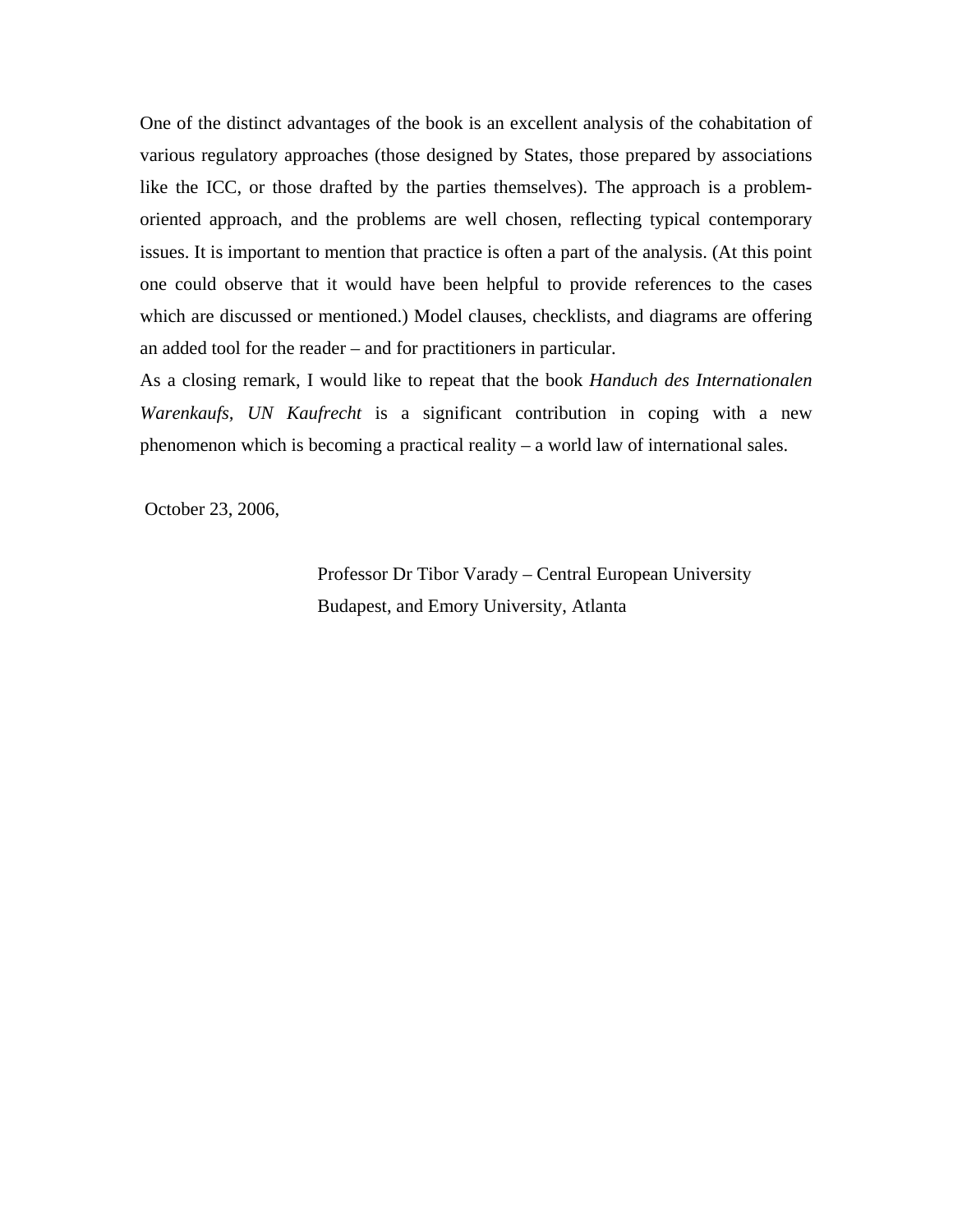One of the distinct advantages of the book is an excellent analysis of the cohabitation of various regulatory approaches (those designed by States, those prepared by associations like the ICC, or those drafted by the parties themselves). The approach is a problem-oriented approach, and the problems are well chosen, reflecting typical contemporary issues. It is important to mention that practice is often a part of the analysis. (At this point one could observe that it would have been helpful to provide references to the cases which are discussed or mentioned.) Model clauses, checklists, and diagrams are offering an added tool for the reader – and for practitioners in particular.

As a closing remark, I would like to repeat that the book *Handuch des Internationalen Warenkaufs, UN Kaufrecht* is a significant contribution in coping with a new phenomenon which is becoming a practical reality – a world law of international sales.

October 23, 2006,

Professor Dr Tibor Varady – Central European University Budapest, and Emory University, Atlanta